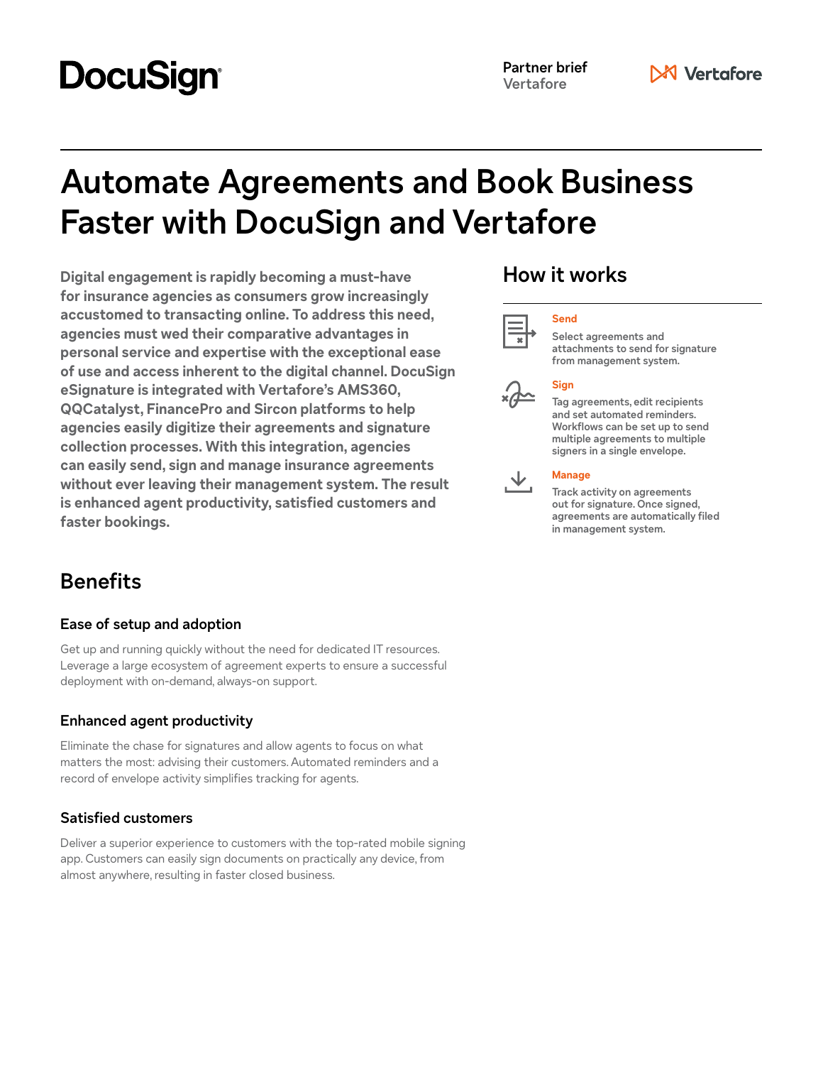DocuSign

**Partner brief**
Vertafore

Vertafore

# Automate Agreements and Book Business Faster with DocuSign and Vertafore

**Digital engagement is rapidly becoming a must-have for insurance agencies as consumers grow increasingly accustomed to transacting online. To address this need, agencies must wed their comparative advantages in personal service and expertise with the exceptional ease of use and access inherent to the digital channel. DocuSign eSignature is integrated with Vertafore's AMS360, QQCatalyst, FinancePro and Sircon platforms to help agencies easily digitize their agreements and signature collection processes. With this integration, agencies can easily send, sign and manage insurance agreements without ever leaving their management system. The result is enhanced agent productivity, satisfied customers and faster bookings.**

## How it works

**Send**

Select agreements and attachments to send for signature from management system.

**Sign**

Tag agreements, edit recipients and set automated reminders. Workflows can be set up to send multiple agreements to multiple signers in a single envelope.

**Manage**

Track activity on agreements out for signature. Once signed, agreements are automatically filed in management system.

## Benefits

### Ease of setup and adoption

Get up and running quickly without the need for dedicated IT resources. Leverage a large ecosystem of agreement experts to ensure a successful deployment with on-demand, always-on support.

### Enhanced agent productivity

Eliminate the chase for signatures and allow agents to focus on what matters the most: advising their customers. Automated reminders and a record of envelope activity simplifies tracking for agents.

### Satisfied customers

Deliver a superior experience to customers with the top-rated mobile signing app. Customers can easily sign documents on practically any device, from almost anywhere, resulting in faster closed business.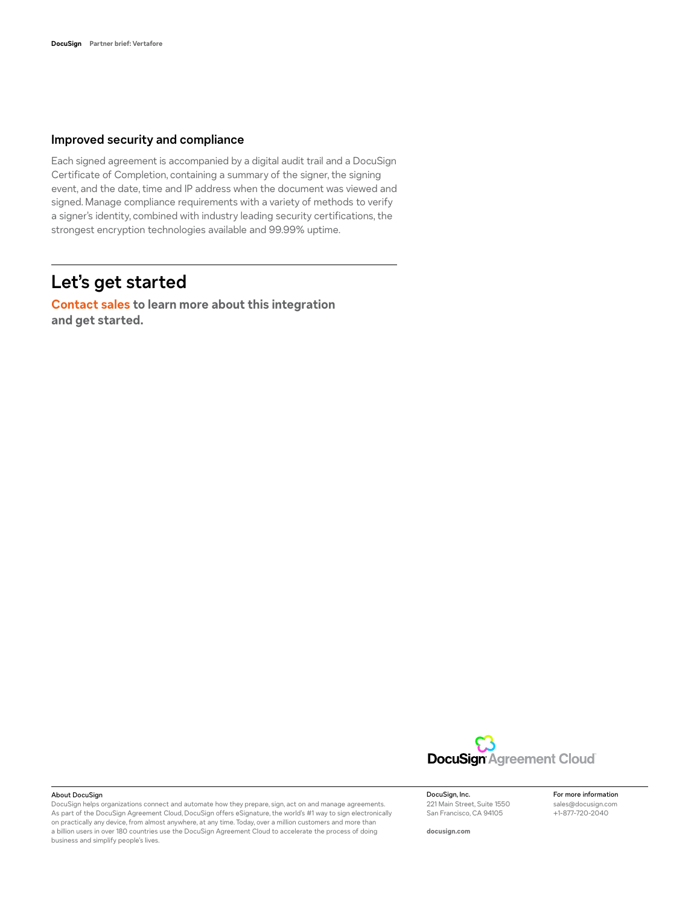### Improved security and compliance

Each signed agreement is accompanied by a digital audit trail and a DocuSign Certificate of Completion, containing a summary of the signer, the signing event, and the date, time and IP address when the document was viewed and signed. Manage compliance requirements with a variety of methods to verify a signer's identity, combined with industry leading security certifications, the strongest encryption technologies available and 99.99% uptime.

## Let's get started

**Contact sales to learn more about this integration and get started.**

DocuSign Agreement Cloud

About DocuSign
DocuSign helps organizations connect and automate how they prepare, sign, act on and manage agreements. As part of the DocuSign Agreement Cloud, DocuSign offers eSignature, the world's #1 way to sign electronically on practically any device, from almost anywhere, at any time. Today, over a million customers and more than a billion users in over 180 countries use the DocuSign Agreement Cloud to accelerate the process of doing business and simplify people's lives.

DocuSign, Inc.
221 Main Street, Suite 1550
San Francisco, CA 94105

**docusign.com**

For more information
sales@docusign.com
+1-877-720-2040